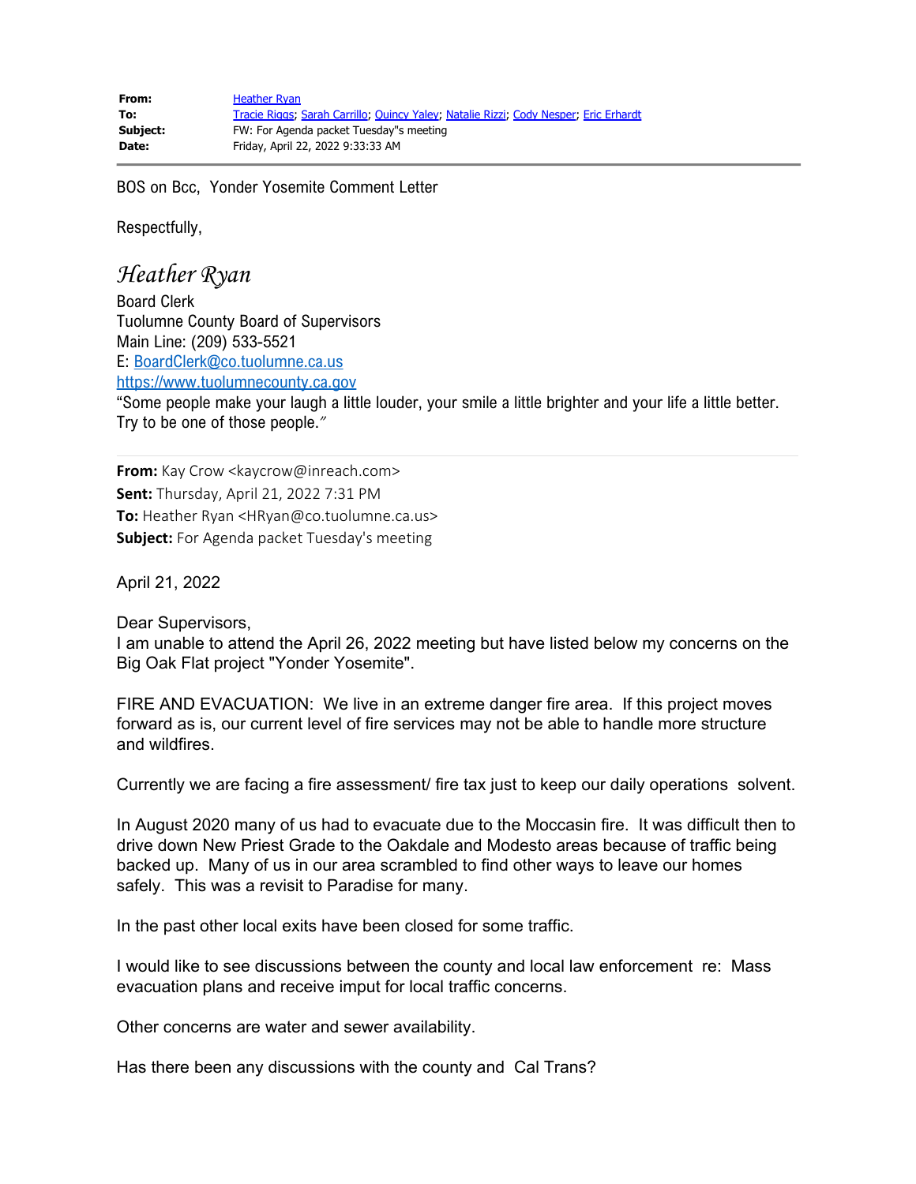| | |
|---|---|
| **From:** | Heather Ryan |
| **To:** | Tracie Riggs; Sarah Carrillo; Quincy Yaley; Natalie Rizzi; Cody Nesper; Eric Erhardt |
| **Subject:** | FW: For Agenda packet Tuesday"s meeting |
| **Date:** | Friday, April 22, 2022 9:33:33 AM |

---

BOS on Bcc, Yonder Yosemite Comment Letter

Respectfully,

*Heather Ryan*
Board Clerk
Tuolumne County Board of Supervisors
Main Line: (209) 533-5521
E: BoardClerk@co.tuolumne.ca.us
https://www.tuolumnecounty.ca.gov
"Some people make your laugh a little louder, your smile a little brighter and your life a little better. Try to be one of those people."

---

**From:** Kay Crow <kaycrow@inreach.com>
**Sent:** Thursday, April 21, 2022 7:31 PM
**To:** Heather Ryan <HRyan@co.tuolumne.ca.us>
**Subject:** For Agenda packet Tuesday's meeting

April 21, 2022

Dear Supervisors,
I am unable to attend the April 26, 2022 meeting but have listed below my concerns on the Big Oak Flat project "Yonder Yosemite".

FIRE AND EVACUATION: We live in an extreme danger fire area. If this project moves forward as is, our current level of fire services may not be able to handle more structure and wildfires.

Currently we are facing a fire assessment/ fire tax just to keep our daily operations solvent.

In August 2020 many of us had to evacuate due to the Moccasin fire. It was difficult then to drive down New Priest Grade to the Oakdale and Modesto areas because of traffic being backed up. Many of us in our area scrambled to find other ways to leave our homes safely. This was a revisit to Paradise for many.

In the past other local exits have been closed for some traffic.

I would like to see discussions between the county and local law enforcement re: Mass evacuation plans and receive imput for local traffic concerns.

Other concerns are water and sewer availability.

Has there been any discussions with the county and Cal Trans?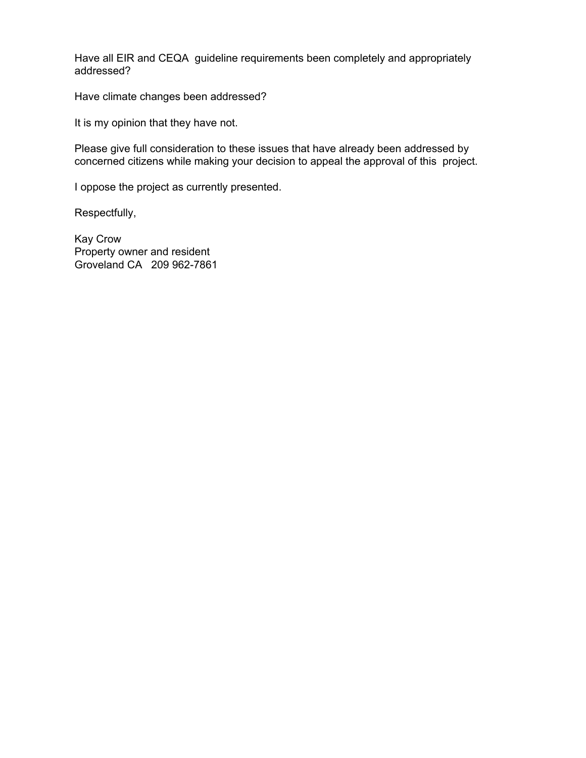Have all EIR and CEQA guideline requirements been completely and appropriately addressed?

Have climate changes been addressed?

It is my opinion that they have not.

Please give full consideration to these issues that have already been addressed by concerned citizens while making your decision to appeal the approval of this project.

I oppose the project as currently presented.

Respectfully,

Kay Crow
Property owner and resident
Groveland CA 209 962-7861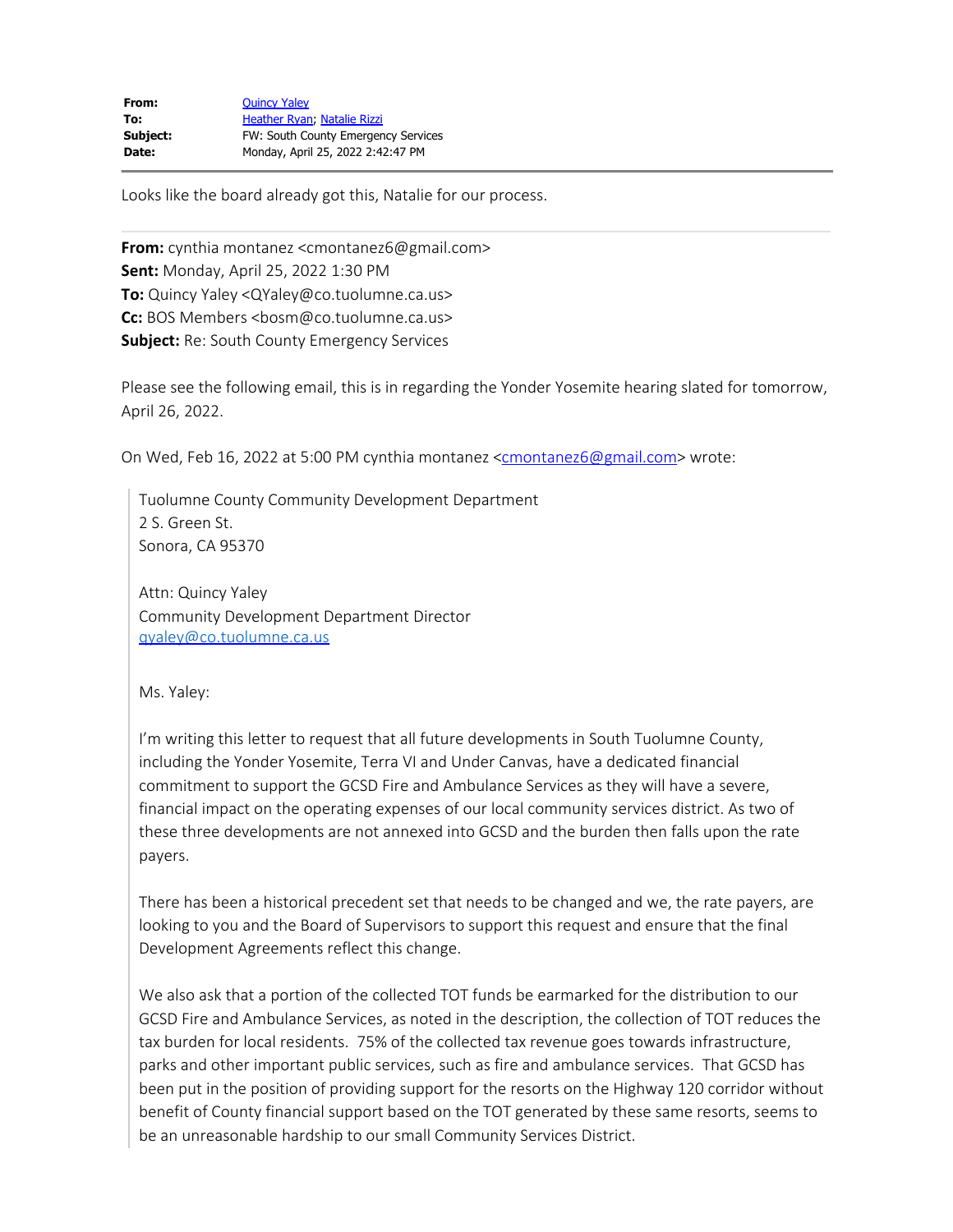**From:** Quincy Yaley
**To:** Heather Ryan; Natalie Rizzi
**Subject:** FW: South County Emergency Services
**Date:** Monday, April 25, 2022 2:42:47 PM

---

Looks like the board already got this, Natalie for our process.

---

**From:** cynthia montanez <cmontanez6@gmail.com>
**Sent:** Monday, April 25, 2022 1:30 PM
**To:** Quincy Yaley <QYaley@co.tuolumne.ca.us>
**Cc:** BOS Members <bosm@co.tuolumne.ca.us>
**Subject:** Re: South County Emergency Services

Please see the following email, this is in regarding the Yonder Yosemite hearing slated for tomorrow, April 26, 2022.

On Wed, Feb 16, 2022 at 5:00 PM cynthia montanez <cmontanez6@gmail.com> wrote:

> Tuolumne County Community Development Department
> 2 S. Green St.
> Sonora, CA 95370
>
> Attn: Quincy Yaley
> Community Development Department Director
> qyaley@co.tuolumne.ca.us
>
> Ms. Yaley:
>
> I'm writing this letter to request that all future developments in South Tuolumne County, including the Yonder Yosemite, Terra VI and Under Canvas, have a dedicated financial commitment to support the GCSD Fire and Ambulance Services as they will have a severe, financial impact on the operating expenses of our local community services district. As two of these three developments are not annexed into GCSD and the burden then falls upon the rate payers.
>
> There has been a historical precedent set that needs to be changed and we, the rate payers, are looking to you and the Board of Supervisors to support this request and ensure that the final Development Agreements reflect this change.
>
> We also ask that a portion of the collected TOT funds be earmarked for the distribution to our GCSD Fire and Ambulance Services, as noted in the description, the collection of TOT reduces the tax burden for local residents. 75% of the collected tax revenue goes towards infrastructure, parks and other important public services, such as fire and ambulance services. That GCSD has been put in the position of providing support for the resorts on the Highway 120 corridor without benefit of County financial support based on the TOT generated by these same resorts, seems to be an unreasonable hardship to our small Community Services District.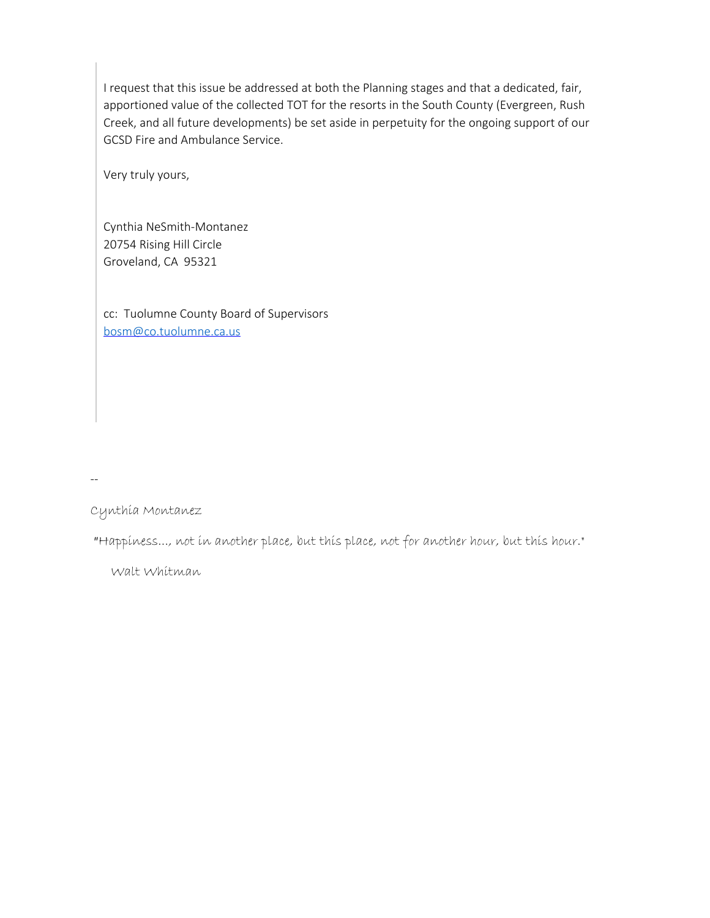I request that this issue be addressed at both the Planning stages and that a dedicated, fair, apportioned value of the collected TOT for the resorts in the South County (Evergreen, Rush Creek, and all future developments) be set aside in perpetuity for the ongoing support of our GCSD Fire and Ambulance Service.

Very truly yours,

Cynthia NeSmith-Montanez
20754 Rising Hill Circle
Groveland, CA 95321

cc: Tuolumne County Board of Supervisors
bosm@co.tuolumne.ca.us

--

Cynthia Montanez

"Happiness..., not in another place, but this place, not for another hour, but this hour."

Walt Whitman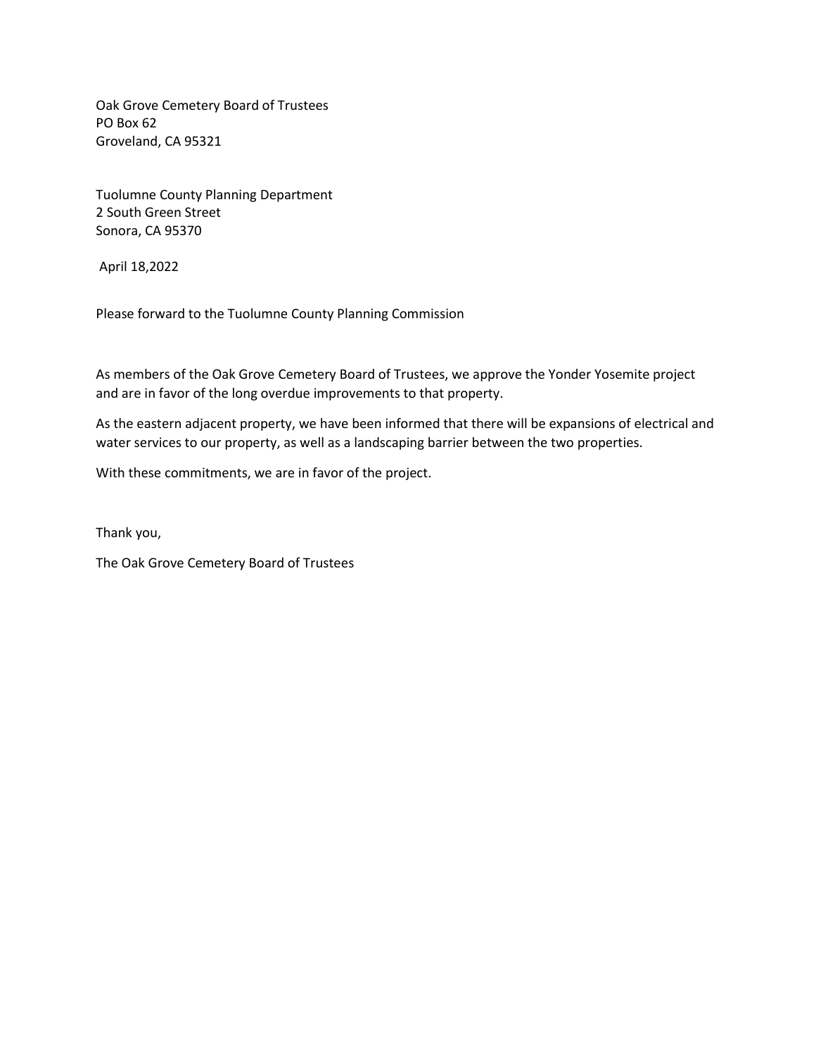Oak Grove Cemetery Board of Trustees
PO Box 62
Groveland, CA 95321

Tuolumne County Planning Department
2 South Green Street
Sonora, CA 95370

April 18,2022

Please forward to the Tuolumne County Planning Commission

As members of the Oak Grove Cemetery Board of Trustees, we approve the Yonder Yosemite project and are in favor of the long overdue improvements to that property.

As the eastern adjacent property, we have been informed that there will be expansions of electrical and water services to our property, as well as a landscaping barrier between the two properties.

With these commitments, we are in favor of the project.

Thank you,

The Oak Grove Cemetery Board of Trustees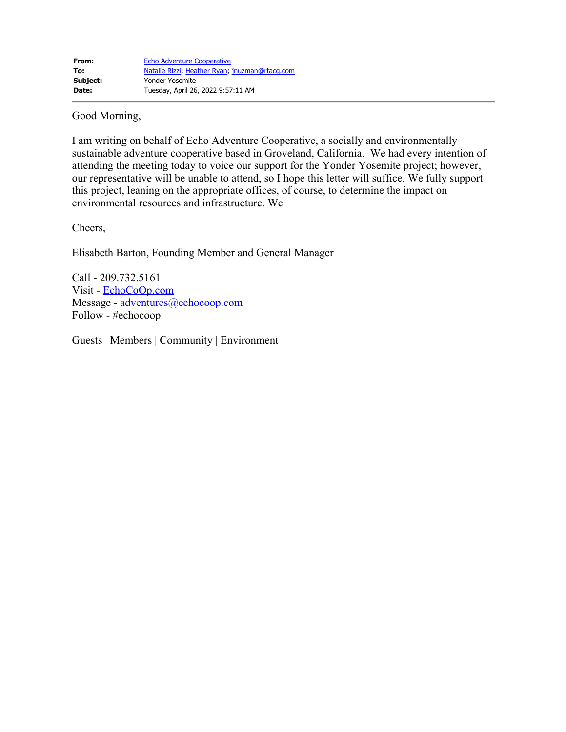**From:** Echo Adventure Cooperative
**To:** Natalie Rizzi; Heather Ryan; jnuzman@rtacg.com
**Subject:** Yonder Yosemite
**Date:** Tuesday, April 26, 2022 9:57:11 AM

---

Good Morning,

I am writing on behalf of Echo Adventure Cooperative, a socially and environmentally sustainable adventure cooperative based in Groveland, California. We had every intention of attending the meeting today to voice our support for the Yonder Yosemite project; however, our representative will be unable to attend, so I hope this letter will suffice. We fully support this project, leaning on the appropriate offices, of course, to determine the impact on environmental resources and infrastructure. We

Cheers,

Elisabeth Barton, Founding Member and General Manager

Call - 209.732.5161
Visit - EchoCoOp.com
Message - adventures@echocoop.com
Follow - #echocoop

Guests | Members | Community | Environment